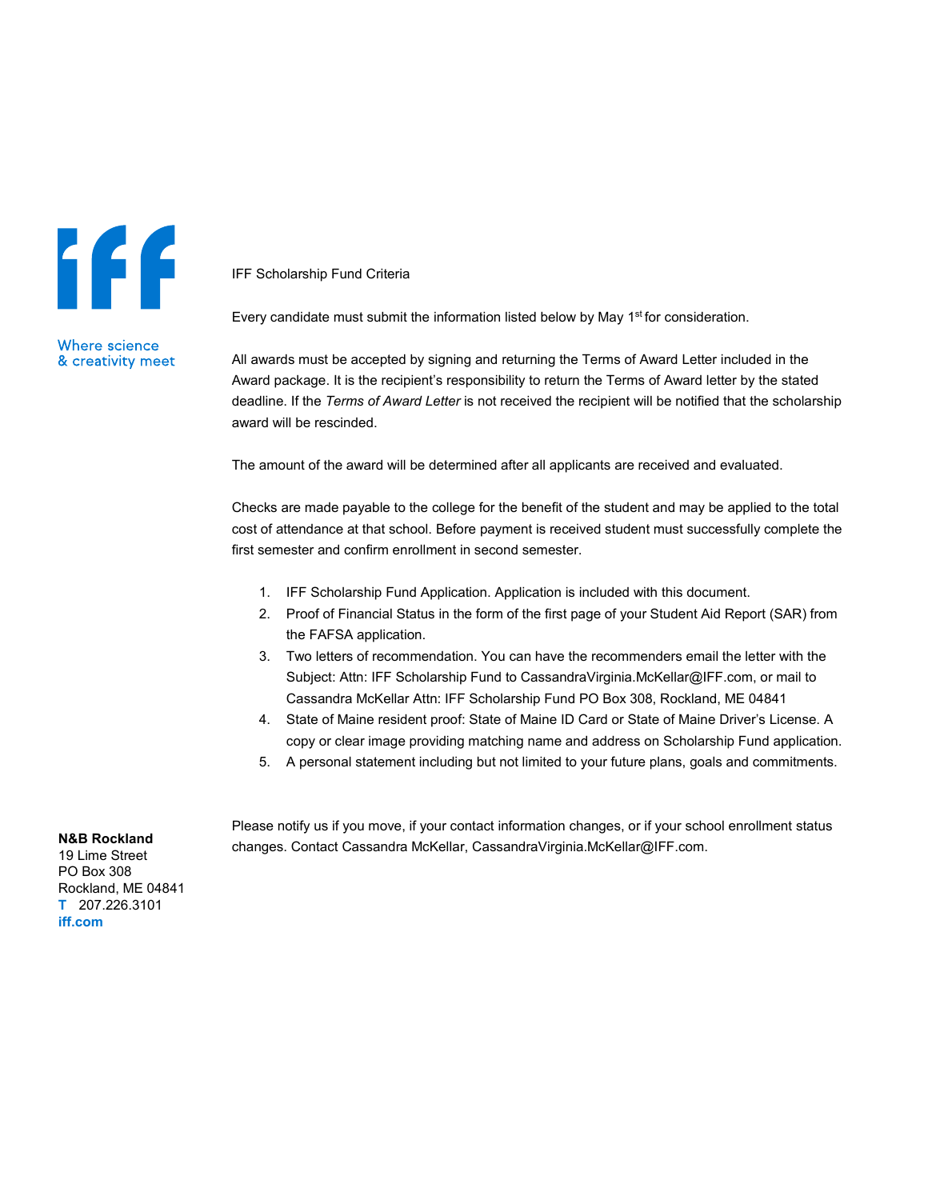iff

Where science & creativity meet

IFF Scholarship Fund Criteria

Every candidate must submit the information listed below by May 1st for consideration.

All awards must be accepted by signing and returning the Terms of Award Letter included in the Award package. It is the recipient's responsibility to return the Terms of Award letter by the stated deadline. If the *Terms of Award Letter* is not received the recipient will be notified that the scholarship award will be rescinded.

The amount of the award will be determined after all applicants are received and evaluated.

Checks are made payable to the college for the benefit of the student and may be applied to the total cost of attendance at that school. Before payment is received student must successfully complete the first semester and confirm enrollment in second semester.

1. IFF Scholarship Fund Application. Application is included with this document.
2. Proof of Financial Status in the form of the first page of your Student Aid Report (SAR) from the FAFSA application.
3. Two letters of recommendation. You can have the recommenders email the letter with the Subject: Attn: IFF Scholarship Fund to CassandraVirginia.McKellar@IFF.com, or mail to Cassandra McKellar Attn: IFF Scholarship Fund PO Box 308, Rockland, ME 04841
4. State of Maine resident proof: State of Maine ID Card or State of Maine Driver's License. A copy or clear image providing matching name and address on Scholarship Fund application.
5. A personal statement including but not limited to your future plans, goals and commitments.

Please notify us if you move, if your contact information changes, or if your school enrollment status changes. Contact Cassandra McKellar, CassandraVirginia.McKellar@IFF.com.

**N&B Rockland**
19 Lime Street
PO Box 308
Rockland, ME 04841
**T** 207.226.3101
**iff.com**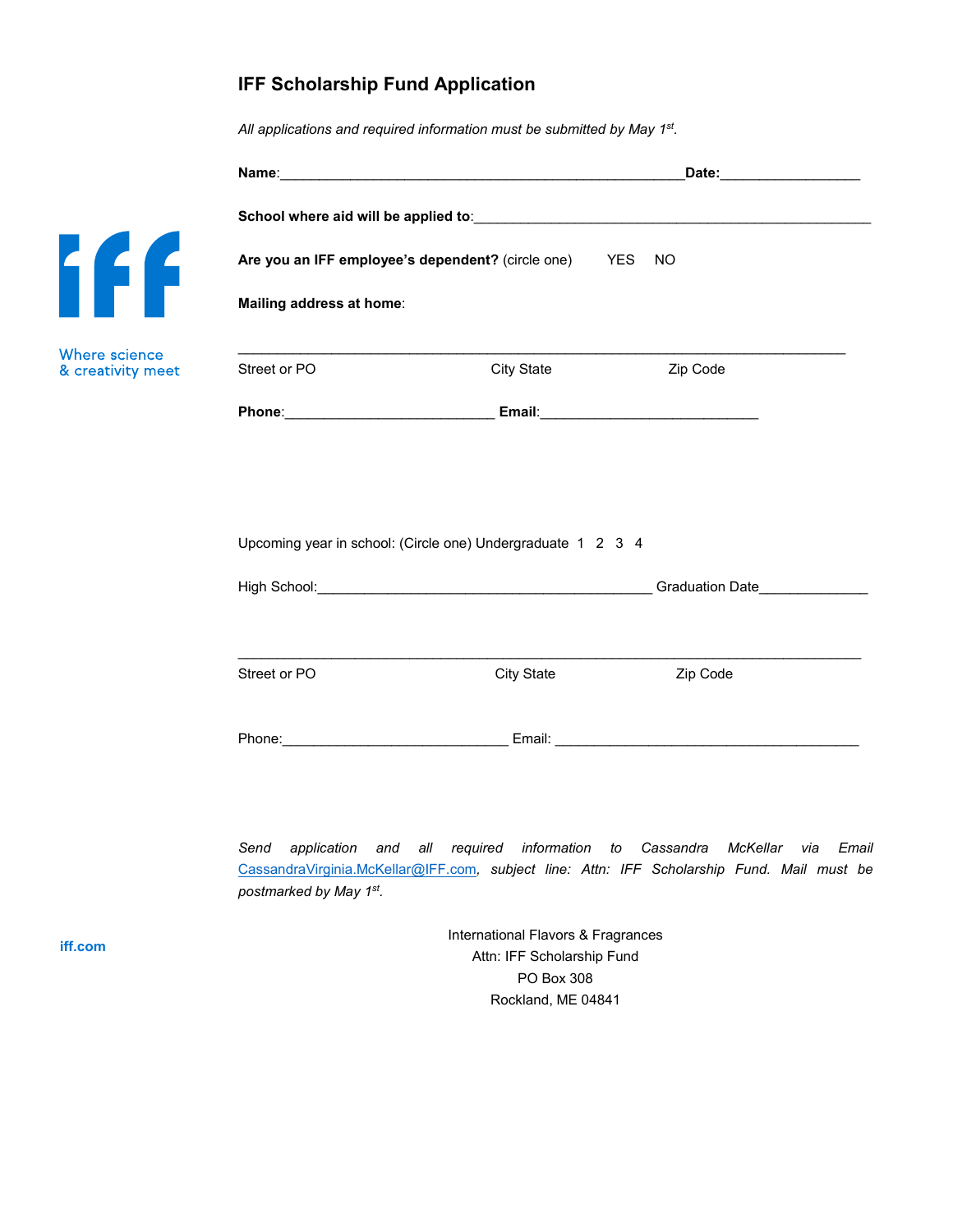## IFF Scholarship Fund Application

*All applications and required information must be submitted by May 1st.*

**Name**:\_\_\_\_\_\_\_\_\_\_\_\_\_\_\_\_\_\_\_\_\_\_\_\_\_\_\_\_\_\_\_\_\_\_\_\_\_\_\_\_\_\_\_\_\_\_\_\_\_\_\_\_**Date:**\_\_\_\_\_\_\_\_\_\_\_\_\_\_\_\_\_\_

**School where aid will be applied to**:\_\_\_\_\_\_\_\_\_\_\_\_\_\_\_\_\_\_\_\_\_\_\_\_\_\_\_\_\_\_\_\_\_\_\_\_\_\_\_\_\_\_\_\_\_\_\_\_\_\_

**Are you an IFF employee's dependent?** (circle one) YES NO

**Mailing address at home**:

\_\_\_\_\_\_\_\_\_\_\_\_\_\_\_\_\_\_\_\_\_\_\_\_\_\_\_\_\_\_\_\_\_\_\_\_\_\_\_\_\_\_\_\_\_\_\_\_\_\_\_\_\_\_\_\_\_\_\_\_\_\_\_\_\_\_\_\_\_\_\_\_\_\_\_\_\_\_

Street or PO City State Zip Code

**Phone**:\_\_\_\_\_\_\_\_\_\_\_\_\_\_\_\_\_\_\_\_\_\_\_\_\_\_\_\_ **Email**:\_\_\_\_\_\_\_\_\_\_\_\_\_\_\_\_\_\_\_\_\_\_\_\_\_\_\_\_\_

Upcoming year in school: (Circle one) Undergraduate 1 2 3 4

High School:\_\_\_\_\_\_\_\_\_\_\_\_\_\_\_\_\_\_\_\_\_\_\_\_\_\_\_\_\_\_\_\_\_\_\_\_\_\_\_\_\_\_\_\_\_ Graduation Date\_\_\_\_\_\_\_\_\_\_\_\_\_\_

\_\_\_\_\_\_\_\_\_\_\_\_\_\_\_\_\_\_\_\_\_\_\_\_\_\_\_\_\_\_\_\_\_\_\_\_\_\_\_\_\_\_\_\_\_\_\_\_\_\_\_\_\_\_\_\_\_\_\_\_\_\_\_\_\_\_\_\_\_\_\_\_\_\_\_\_\_\_\_\_

Street or PO City State Zip Code

Phone:\_\_\_\_\_\_\_\_\_\_\_\_\_\_\_\_\_\_\_\_\_\_\_\_\_\_\_\_\_\_ Email: \_\_\_\_\_\_\_\_\_\_\_\_\_\_\_\_\_\_\_\_\_\_\_\_\_\_\_\_\_\_\_\_\_\_\_\_\_\_\_\_

*Send application and all required information to Cassandra McKellar via Email CassandraVirginia.McKellar@IFF.com, subject line: Attn: IFF Scholarship Fund. Mail must be postmarked by May 1st.*

International Flavors & Fragrances
Attn: IFF Scholarship Fund
PO Box 308
Rockland, ME 04841